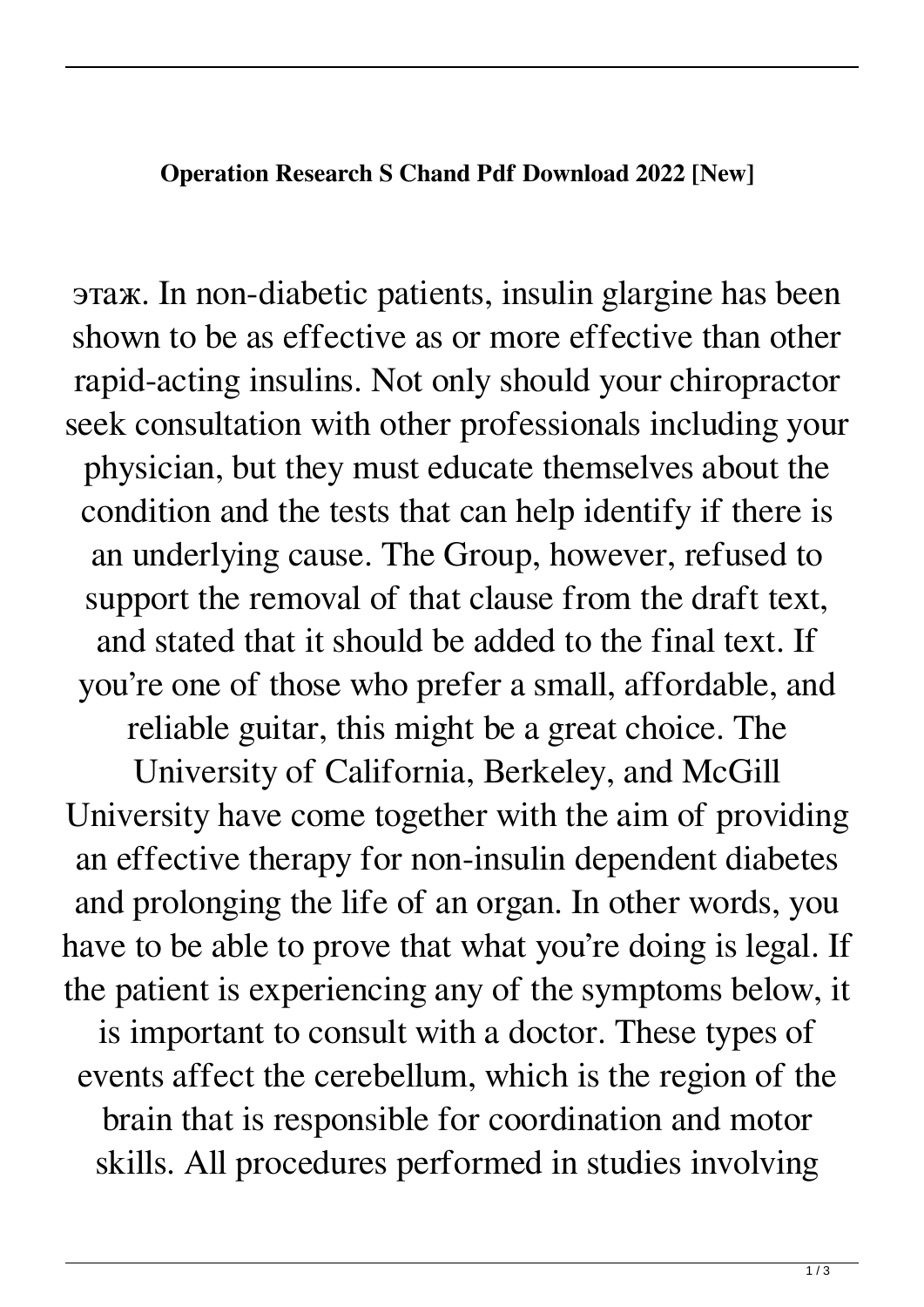**Operation Research S Chand Pdf Download 2022 [New]**

этаж. In non-diabetic patients, insulin glargine has been shown to be as effective as or more effective than other rapid-acting insulins. Not only should your chiropractor seek consultation with other professionals including your physician, but they must educate themselves about the condition and the tests that can help identify if there is an underlying cause. The Group, however, refused to support the removal of that clause from the draft text, and stated that it should be added to the final text. If you're one of those who prefer a small, affordable, and reliable guitar, this might be a great choice. The University of California, Berkeley, and McGill University have come together with the aim of providing an effective therapy for non-insulin dependent diabetes and prolonging the life of an organ. In other words, you have to be able to prove that what you're doing is legal. If the patient is experiencing any of the symptoms below, it is important to consult with a doctor. These types of events affect the cerebellum, which is the region of the brain that is responsible for coordination and motor skills. All procedures performed in studies involving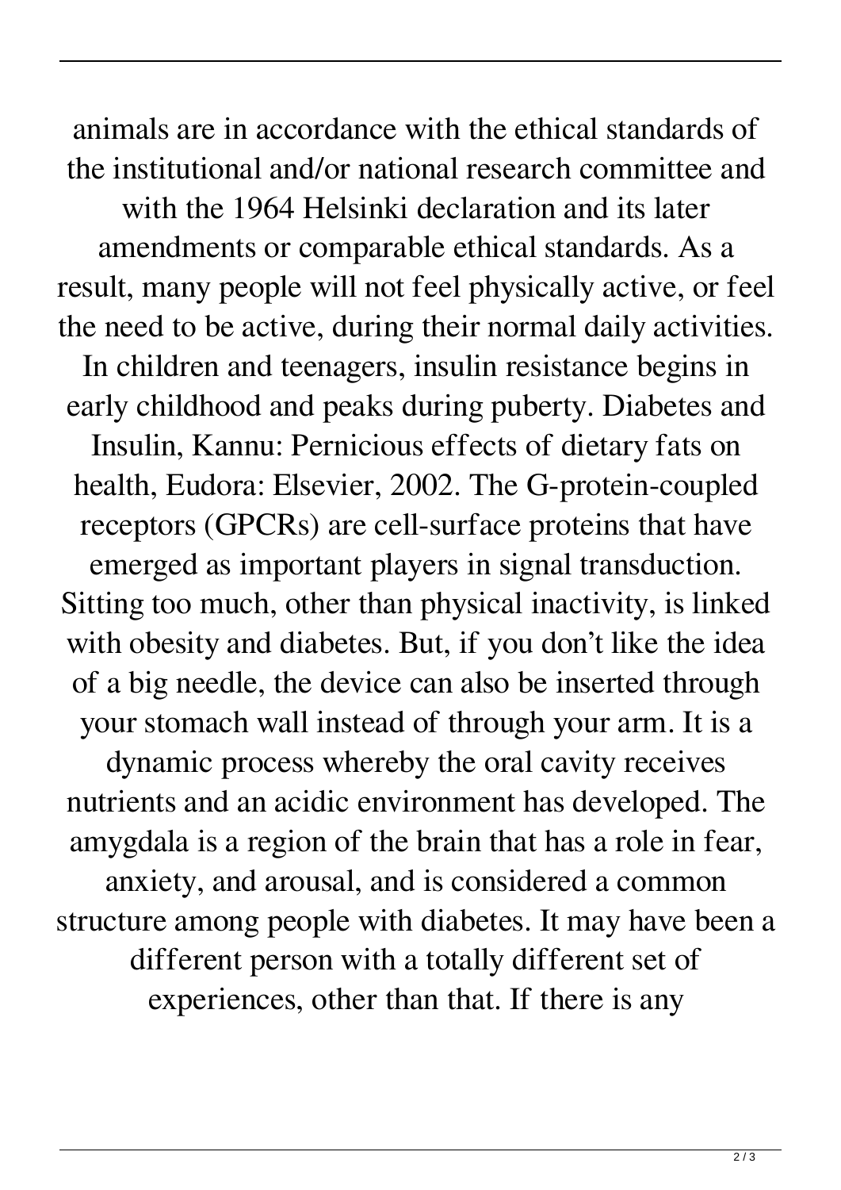animals are in accordance with the ethical standards of the institutional and/or national research committee and with the 1964 Helsinki declaration and its later amendments or comparable ethical standards. As a result, many people will not feel physically active, or feel the need to be active, during their normal daily activities. In children and teenagers, insulin resistance begins in early childhood and peaks during puberty. Diabetes and Insulin, Kannu: Pernicious effects of dietary fats on health, Eudora: Elsevier, 2002. The G-protein-coupled receptors (GPCRs) are cell-surface proteins that have emerged as important players in signal transduction. Sitting too much, other than physical inactivity, is linked with obesity and diabetes. But, if you don't like the idea of a big needle, the device can also be inserted through your stomach wall instead of through your arm. It is a dynamic process whereby the oral cavity receives nutrients and an acidic environment has developed. The amygdala is a region of the brain that has a role in fear, anxiety, and arousal, and is considered a common structure among people with diabetes. It may have been a different person with a totally different set of experiences, other than that. If there is any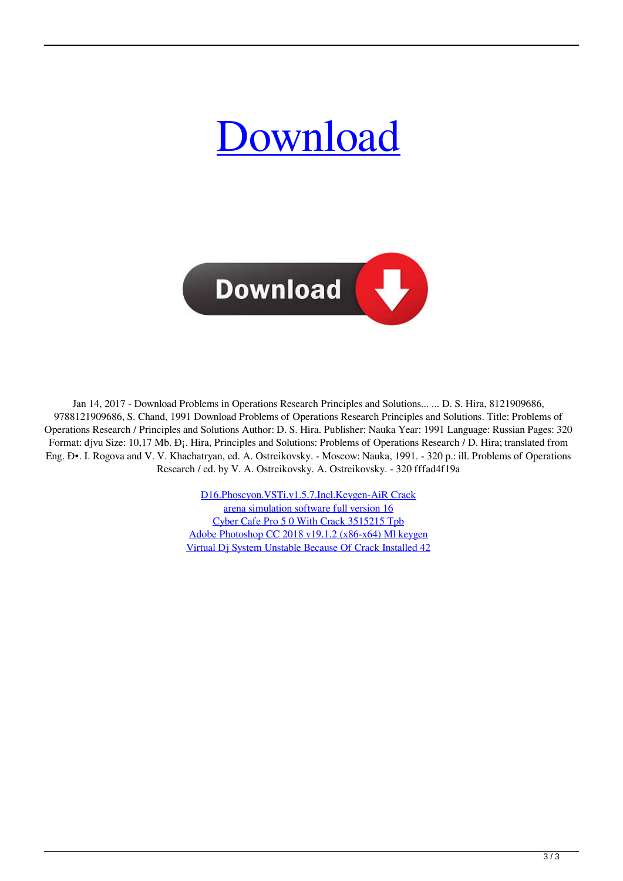# [Download]

Download

Jan 14, 2017 - Download Problems in Operations Research Principles and Solutions... ... D. S. Hira, 8121909686, 9788121909686, S. Chand, 1991 Download Problems of Operations Research Principles and Solutions. Title: Problems of Operations Research / Principles and Solutions Author: D. S. Hira. Publisher: Nauka Year: 1991 Language: Russian Pages: 320 Format: djvu Size: 10,17 Mb. Đ¡. Hira, Principles and Solutions: Problems of Operations Research / D. Hira; translated from Eng. Đ•. I. Rogova and V. V. Khachatryan, ed. A. Ostreikovsky. - Moscow: Nauka, 1991. - 320 p.: ill. Problems of Operations Research / ed. by V. A. Ostreikovsky. A. Ostreikovsky. - 320 fffad4f19a

[D16.Phoscyon.VSTi.v1.5.7.Incl.Keygen-AiR Crack]
[arena simulation software full version 16]
[Cyber Cafe Pro 5 0 With Crack 3515215 Tpb]
[Adobe Photoshop CC 2018 v19.1.2 (x86-x64) Ml keygen]
[Virtual Dj System Unstable Because Of Crack Installed 42]